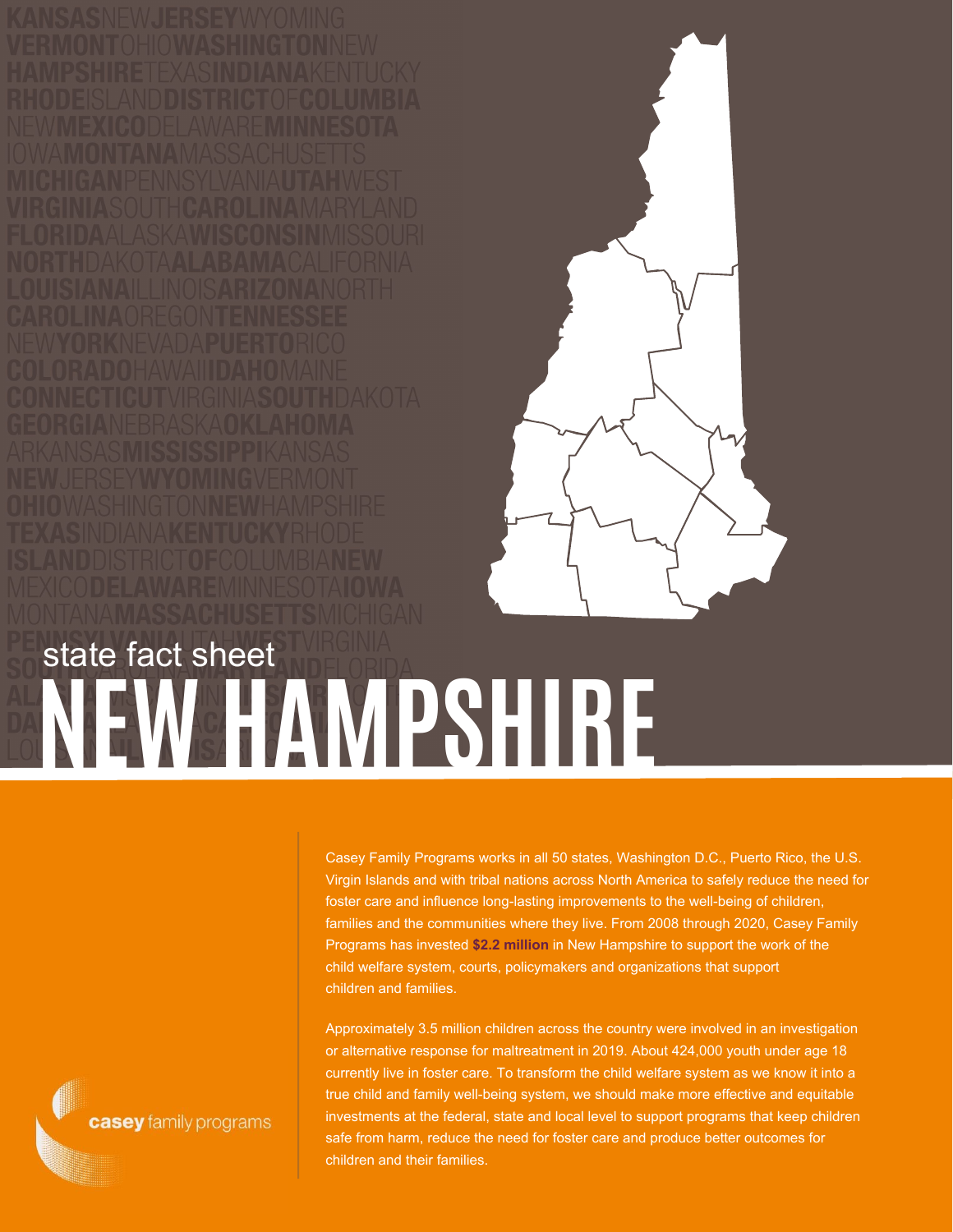state fact sheet

# NEW HAMPSHIRE

Casey Family Programs works in all 50 states, Washington D.C., Puerto Rico, the U.S. Virgin Islands and with tribal nations across North America to safely reduce the need for foster care and influence long-lasting improvements to the well-being of children, families and the communities where they live. From 2008 through 2020, Casey Family Programs has invested **$2.2 million** in New Hampshire to support the work of the child welfare system, courts, policymakers and organizations that support children and families.

Approximately 3.5 million children across the country were involved in an investigation or alternative response for maltreatment in 2019. About 424,000 youth under age 18 currently live in foster care. To transform the child welfare system as we know it into a true child and family well-being system, we should make more effective and equitable investments at the federal, state and local level to support programs that keep children safe from harm, reduce the need for foster care and produce better outcomes for children and their families.

casey family programs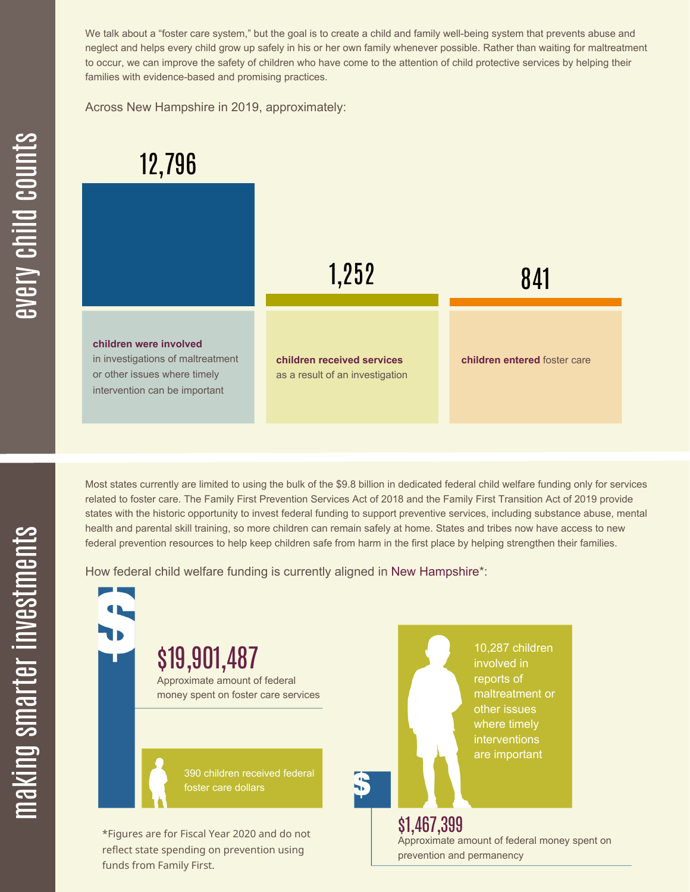## every child counts

We talk about a "foster care system," but the goal is to create a child and family well-being system that prevents abuse and neglect and helps every child grow up safely in his or her own family whenever possible. Rather than waiting for maltreatment to occur, we can improve the safety of children who have come to the attention of child protective services by helping their families with evidence-based and promising practices.

Across New Hampshire in 2019, approximately:

**12,796**

**children were involved** in investigations of maltreatment or other issues where timely intervention can be important

**1,252**

**children received services** as a result of an investigation

**841**

**children entered** foster care

## making smarter investments

Most states currently are limited to using the bulk of the $9.8 billion in dedicated federal child welfare funding only for services related to foster care. The Family First Prevention Services Act of 2018 and the Family First Transition Act of 2019 provide states with the historic opportunity to invest federal funding to support preventive services, including substance abuse, mental health and parental skill training, so more children can remain safely at home. States and tribes now have access to new federal prevention resources to help keep children safe from harm in the first place by helping strengthen their families.

How federal child welfare funding is currently aligned in New Hampshire*:

**$19,901,487**
Approximate amount of federal money spent on foster care services

390 children received federal foster care dollars

10,287 children involved in reports of maltreatment or other issues where timely interventions are important

**$1,467,399**
Approximate amount of federal money spent on prevention and permanency

*Figures are for Fiscal Year 2020 and do not reflect state spending on prevention using funds from Family First.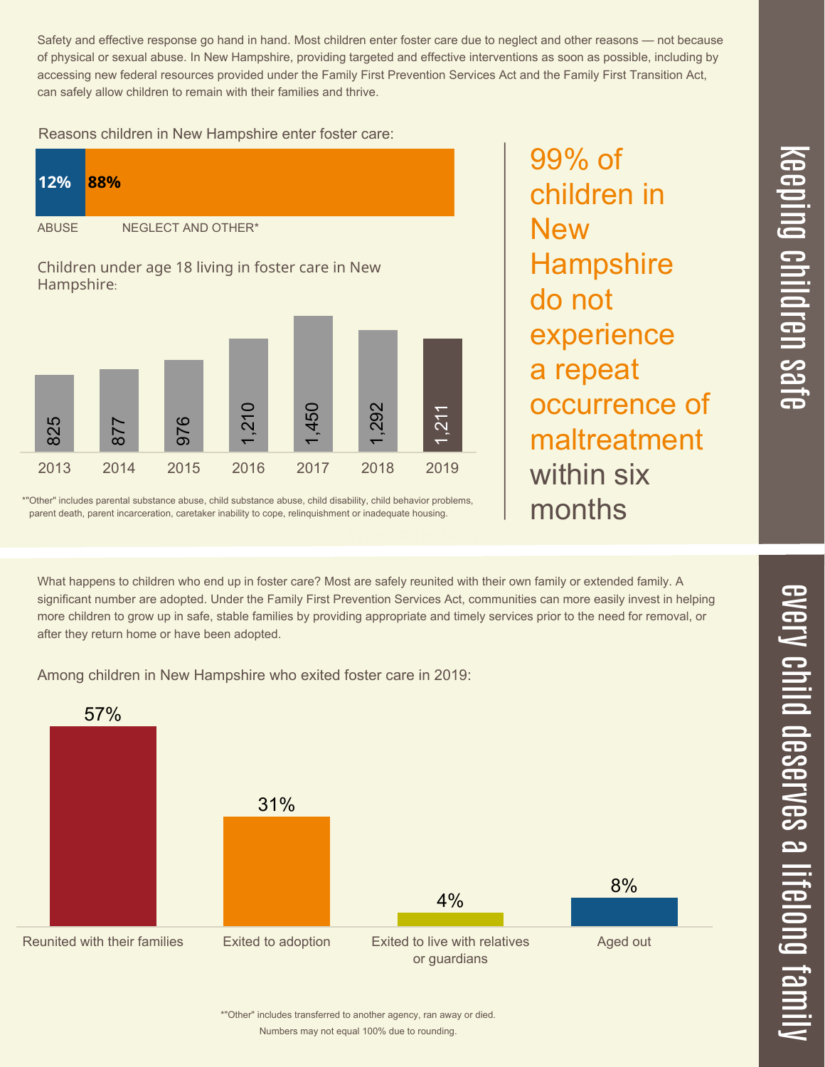## keeping children safe

Safety and effective response go hand in hand. Most children enter foster care due to neglect and other reasons — not because of physical or sexual abuse. In New Hampshire, providing targeted and effective interventions as soon as possible, including by accessing new federal resources provided under the Family First Prevention Services Act and the Family First Transition Act, can safely allow children to remain with their families and thrive.

Reasons children in New Hampshire enter foster care:

| ABUSE | NEGLECT AND OTHER* |
|---|---|
| 12% | 88% |

Children under age 18 living in foster care in New Hampshire:

| 2013 | 2014 | 2015 | 2016 | 2017 | 2018 | 2019 |
|---|---|---|---|---|---|---|
| 825 | 877 | 976 | 1,210 | 1,450 | 1,292 | 1,211 |

*"Other" includes parental substance abuse, child substance abuse, child disability, child behavior problems, parent death, parent incarceration, caretaker inability to cope, relinquishment or inadequate housing.

**99% of children in New Hampshire do not experience a repeat occurrence of maltreatment within six months**

## every child deserves a lifelong family

What happens to children who end up in foster care? Most are safely reunited with their own family or extended family. A significant number are adopted. Under the Family First Prevention Services Act, communities can more easily invest in helping more children to grow up in safe, stable families by providing appropriate and timely services prior to the need for removal, or after they return home or have been adopted.

Among children in New Hampshire who exited foster care in 2019:

| Reunited with their families | Exited to adoption | Exited to live with relatives or guardians | Aged out |
|---|---|---|---|
| 57% | 31% | 4% | 8% |

*"Other" includes transferred to another agency, ran away or died.

Numbers may not equal 100% due to rounding.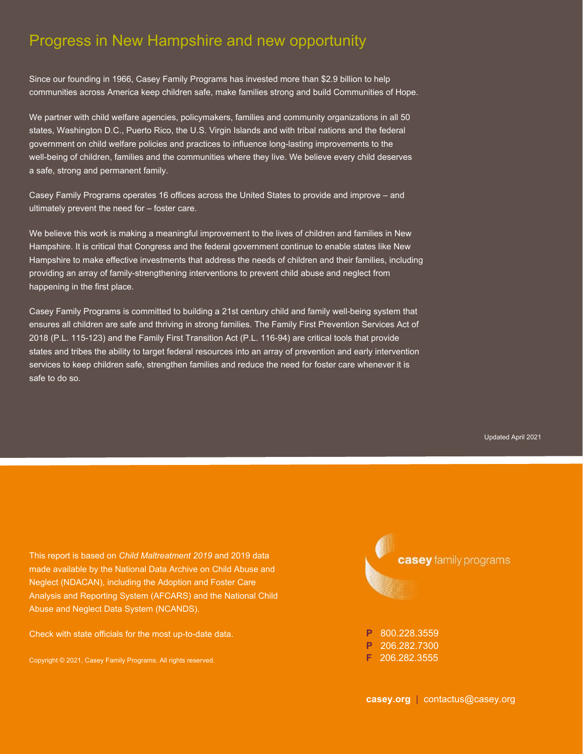## Progress in New Hampshire and new opportunity

Since our founding in 1966, Casey Family Programs has invested more than $2.9 billion to help communities across America keep children safe, make families strong and build Communities of Hope.

We partner with child welfare agencies, policymakers, families and community organizations in all 50 states, Washington D.C., Puerto Rico, the U.S. Virgin Islands and with tribal nations and the federal government on child welfare policies and practices to influence long-lasting improvements to the well-being of children, families and the communities where they live. We believe every child deserves a safe, strong and permanent family.

Casey Family Programs operates 16 offices across the United States to provide and improve – and ultimately prevent the need for – foster care.

We believe this work is making a meaningful improvement to the lives of children and families in New Hampshire. It is critical that Congress and the federal government continue to enable states like New Hampshire to make effective investments that address the needs of children and their families, including providing an array of family-strengthening interventions to prevent child abuse and neglect from happening in the first place.

Casey Family Programs is committed to building a 21st century child and family well-being system that ensures all children are safe and thriving in strong families. The Family First Prevention Services Act of 2018 (P.L. 115-123) and the Family First Transition Act (P.L. 116-94) are critical tools that provide states and tribes the ability to target federal resources into an array of prevention and early intervention services to keep children safe, strengthen families and reduce the need for foster care whenever it is safe to do so.

Updated April 2021

This report is based on *Child Maltreatment 2019* and 2019 data made available by the National Data Archive on Child Abuse and Neglect (NDACAN), including the Adoption and Foster Care Analysis and Reporting System (AFCARS) and the National Child Abuse and Neglect Data System (NCANDS).

Check with state officials for the most up-to-date data.

Copyright © 2021, Casey Family Programs. All rights reserved.

**casey** family programs

**P** 800.228.3559
**P** 206.282.7300
**F** 206.282.3555

**casey.org** | contactus@casey.org